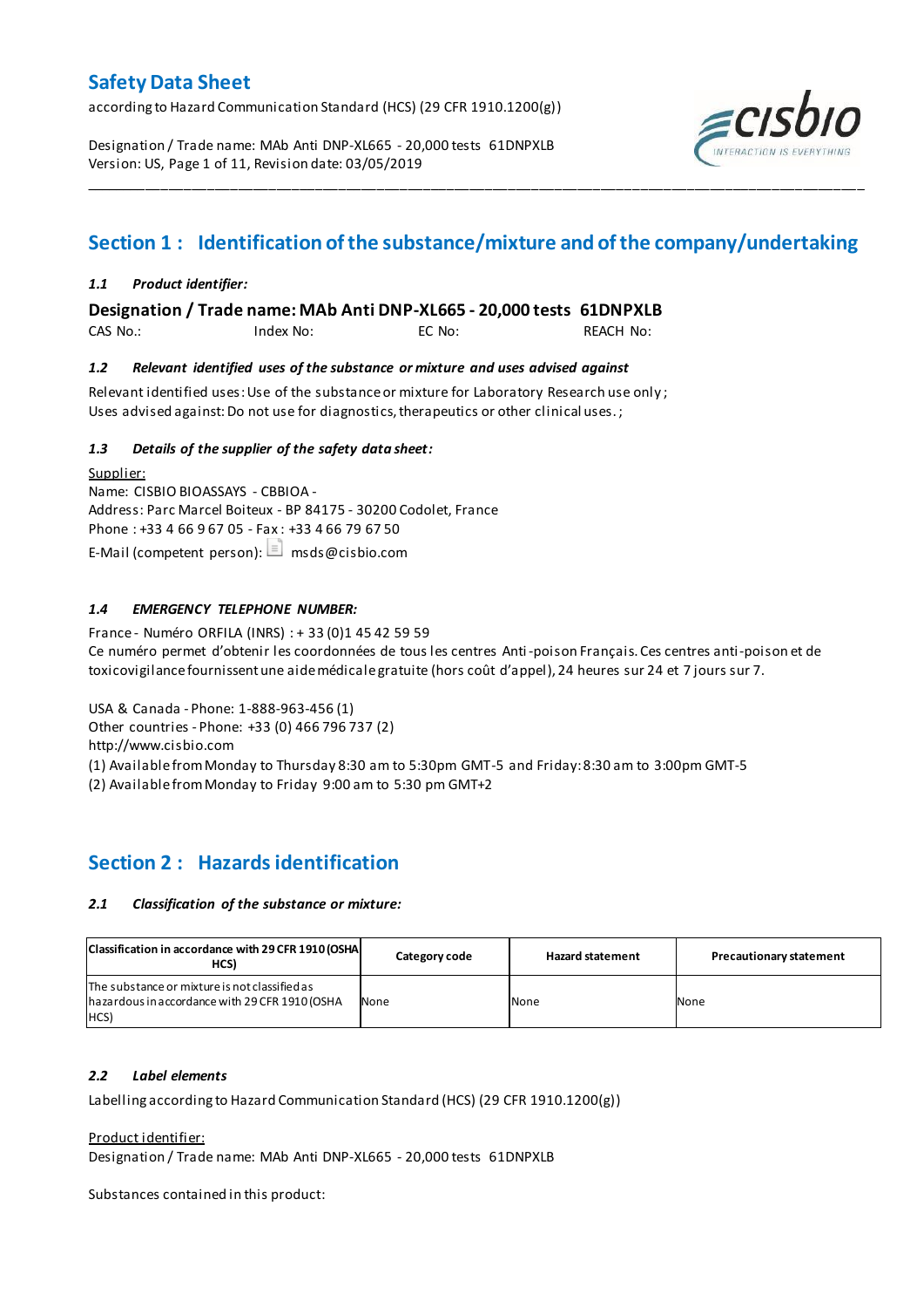# Safety Data Sheet

according to Hazard Communication Standard (HCS) (29 CFR 1910.1200(g))

Designation / Trade name: MAb Anti DNP-XL665 - 20,000 tests 61DNPXLB
Version: US, Revision date: 03/05/2019

## Section 1 : Identification of the substance/mixture and of the company/undertaking

### *1.1 Product identifier:*

**Designation / Trade name: MAb Anti DNP-XL665 - 20,000 tests 61DNPXLB**

CAS No.: Index No: EC No: REACH No:

### *1.2 Relevant identified uses of the substance or mixture and uses advised against*

Relevant identified uses: Use of the substance or mixture for Laboratory Research use only;
Uses advised against: Do not use for diagnostics, therapeutics or other clinical uses.;

### *1.3 Details of the supplier of the safety data sheet:*

Supplier:
Name: CISBIO BIOASSAYS - CBBIOA -
Address: Parc Marcel Boiteux - BP 84175 - 30200 Codolet, France
Phone : +33 4 66 9 67 05 - Fax : +33 4 66 79 67 50
E-Mail (competent person): msds@cisbio.com

### *1.4 EMERGENCY TELEPHONE NUMBER:*

France - Numéro ORFILA (INRS) : + 33 (0)1 45 42 59 59
Ce numéro permet d'obtenir les coordonnées de tous les centres Anti-poison Français. Ces centres anti-poison et de toxicovigilance fournissent une aide médicale gratuite (hors coût d'appel), 24 heures sur 24 et 7 jours sur 7.

USA & Canada - Phone: 1-888-963-456 (1)
Other countries - Phone: +33 (0) 466 796 737 (2)
http://www.cisbio.com
(1) Available from Monday to Thursday 8:30 am to 5:30pm GMT-5 and Friday: 8:30 am to 3:00pm GMT-5
(2) Available from Monday to Friday 9:00 am to 5:30 pm GMT+2

## Section 2 : Hazards identification

### *2.1 Classification of the substance or mixture:*

| Classification in accordance with 29 CFR 1910 (OSHA HCS) | Category code | Hazard statement | Precautionary statement |
|---|---|---|---|
| The substance or mixture is not classified as hazardous in accordance with 29 CFR 1910 (OSHA HCS) | None | None | None |

### *2.2 Label elements*

Labelling according to Hazard Communication Standard (HCS) (29 CFR 1910.1200(g))

Product identifier:
Designation / Trade name: MAb Anti DNP-XL665 - 20,000 tests 61DNPXLB

Substances contained in this product: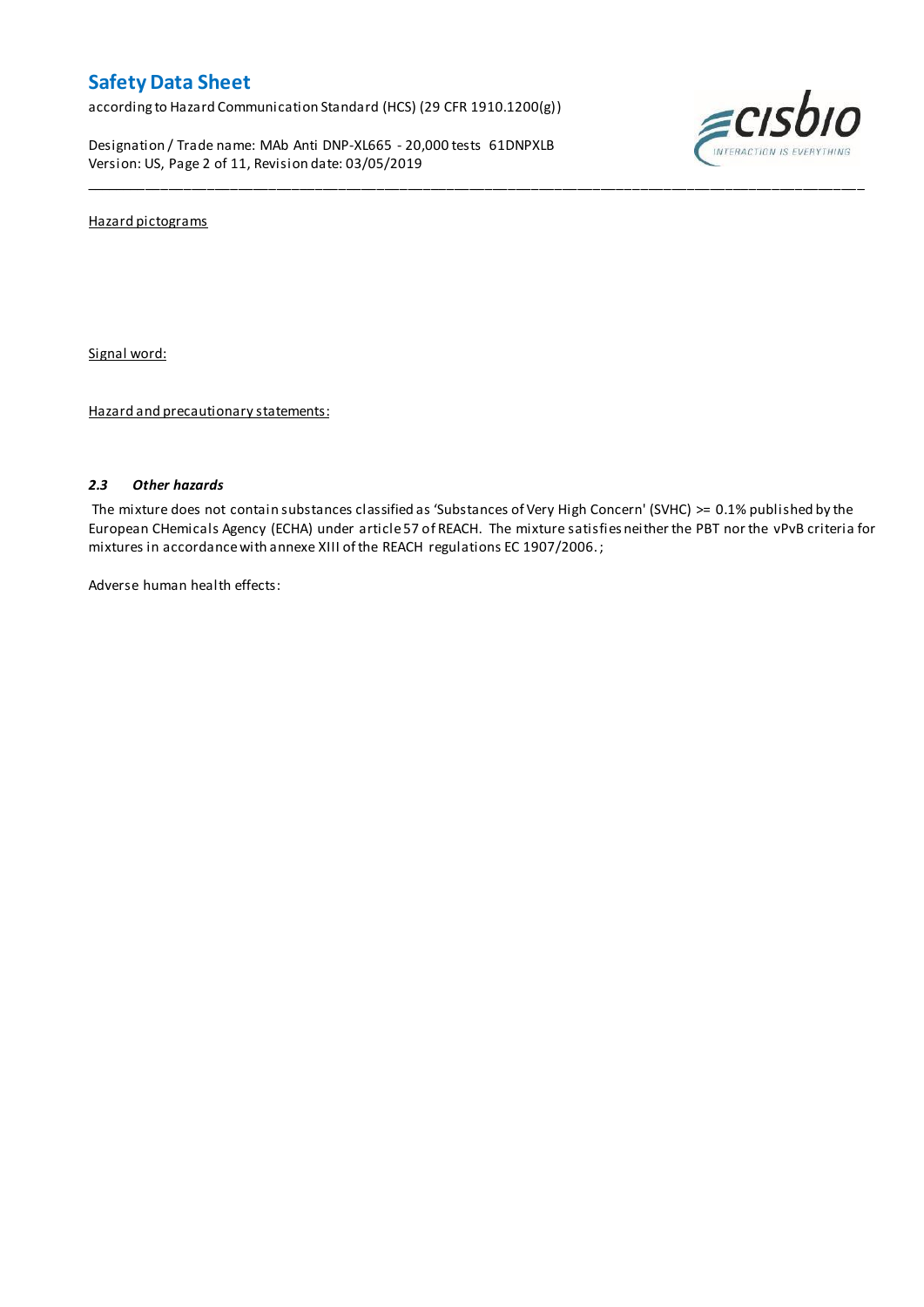Hazard pictograms

Signal word:

Hazard and precautionary statements:

### *2.3 Other hazards*

The mixture does not contain substances classified as 'Substances of Very High Concern' (SVHC) >= 0.1% published by the European CHemicals Agency (ECHA) under article 57 of REACH. The mixture satisfies neither the PBT nor the vPvB criteria for mixtures in accordance with annexe XIII of the REACH regulations EC 1907/2006.;

Adverse human health effects: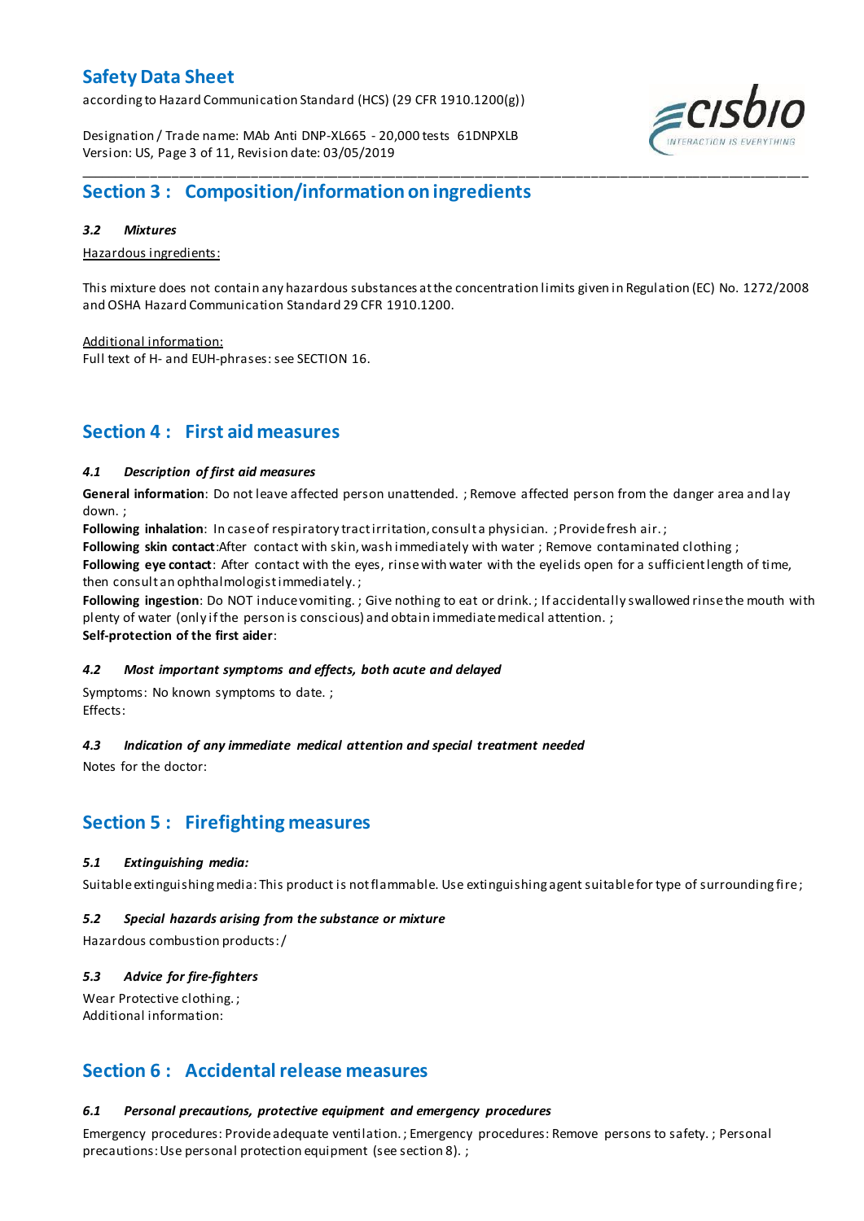## Section 3 : Composition/information on ingredients

### *3.2 Mixtures*

Hazardous ingredients:

This mixture does not contain any hazardous substances at the concentration limits given in Regulation (EC) No. 1272/2008 and OSHA Hazard Communication Standard 29 CFR 1910.1200.

Additional information:
Full text of H- and EUH-phrases: see SECTION 16.

## Section 4 : First aid measures

### *4.1 Description of first aid measures*

**General information**: Do not leave affected person unattended. ; Remove affected person from the danger area and lay down. ;
**Following inhalation**: In case of respiratory tract irritation, consult a physician. ; Provide fresh air. ;
**Following skin contact**:After contact with skin, wash immediately with water ; Remove contaminated clothing ;
**Following eye contact**: After contact with the eyes, rinse with water with the eyelids open for a sufficient length of time, then consult an ophthalmologist immediately. ;
**Following ingestion**: Do NOT induce vomiting. ; Give nothing to eat or drink. ; If accidentally swallowed rinse the mouth with plenty of water (only if the person is conscious) and obtain immediate medical attention. ;
**Self-protection of the first aider**:

### *4.2 Most important symptoms and effects, both acute and delayed*

Symptoms: No known symptoms to date. ;
Effects:

### *4.3 Indication of any immediate medical attention and special treatment needed*

Notes for the doctor:

## Section 5 : Firefighting measures

### *5.1 Extinguishing media:*

Suitable extinguishing media: This product is not flammable. Use extinguishing agent suitable for type of surrounding fire ;

### *5.2 Special hazards arising from the substance or mixture*

Hazardous combustion products: /

### *5.3 Advice for fire-fighters*

Wear Protective clothing. ;
Additional information:

## Section 6 : Accidental release measures

### *6.1 Personal precautions, protective equipment and emergency procedures*

Emergency procedures: Provide adequate ventilation. ; Emergency procedures: Remove persons to safety. ; Personal precautions: Use personal protection equipment (see section 8). ;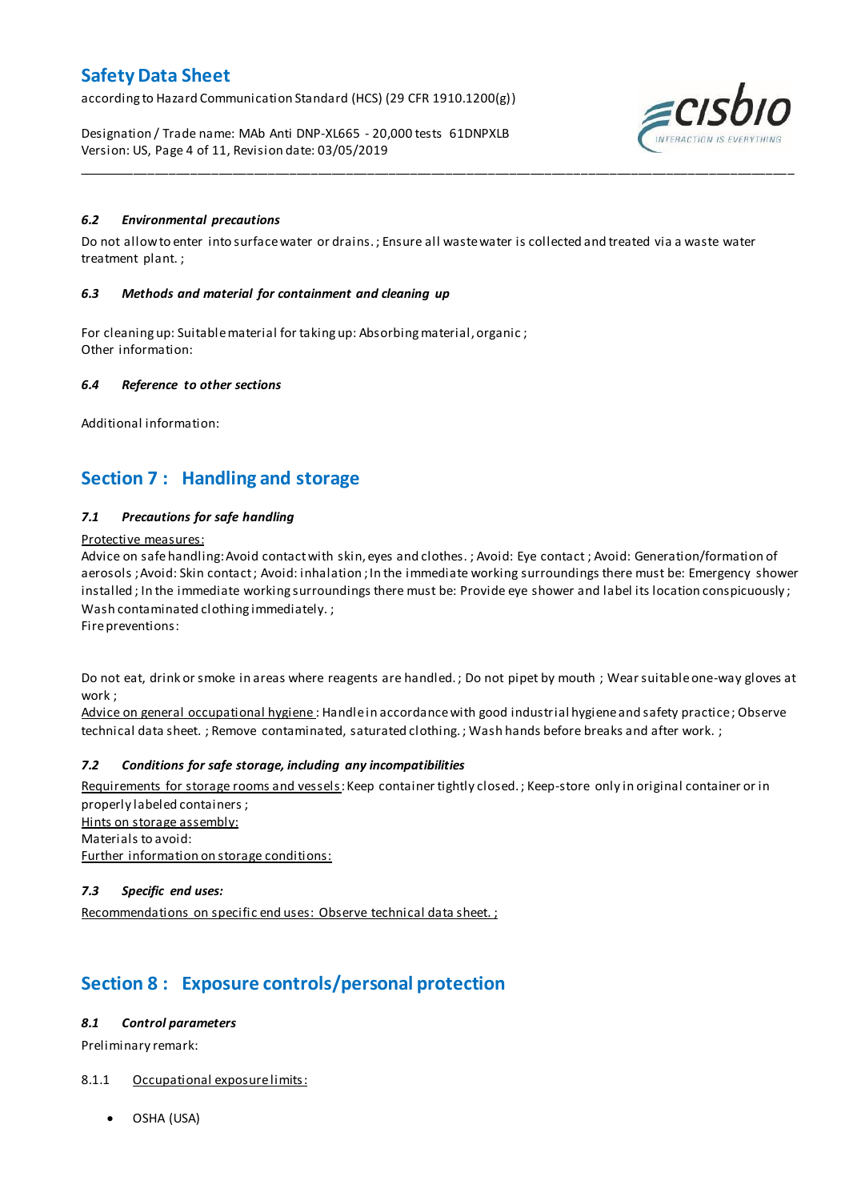#### 6.2 Environmental precautions

Do not allow to enter into surface water or drains. ; Ensure all waste water is collected and treated via a waste water treatment plant. ;

#### 6.3 Methods and material for containment and cleaning up

For cleaning up: Suitable material for taking up: Absorbing material, organic ;
Other information:

#### 6.4 Reference to other sections

Additional information:

## Section 7 : Handling and storage

#### 7.1 Precautions for safe handling

Protective measures:
Advice on safe handling: Avoid contact with skin, eyes and clothes. ; Avoid: Eye contact ; Avoid: Generation/formation of aerosols ; Avoid: Skin contact ; Avoid: inhalation ; In the immediate working surroundings there must be: Emergency shower installed ; In the immediate working surroundings there must be: Provide eye shower and label its location conspicuously ; Wash contaminated clothing immediately. ;
Fire preventions:

Do not eat, drink or smoke in areas where reagents are handled. ; Do not pipet by mouth ; Wear suitable one-way gloves at work ;
Advice on general occupational hygiene : Handle in accordance with good industrial hygiene and safety practice ; Observe technical data sheet. ; Remove contaminated, saturated clothing. ; Wash hands before breaks and after work. ;

#### 7.2 Conditions for safe storage, including any incompatibilities

Requirements for storage rooms and vessels: Keep container tightly closed. ; Keep-store only in original container or in properly labeled containers ;
Hints on storage assembly:
Materials to avoid:
Further information on storage conditions:

#### 7.3 Specific end uses:

Recommendations on specific end uses: Observe technical data sheet. ;

## Section 8 : Exposure controls/personal protection

#### 8.1 Control parameters

Preliminary remark:

8.1.1 Occupational exposure limits:

- OSHA (USA)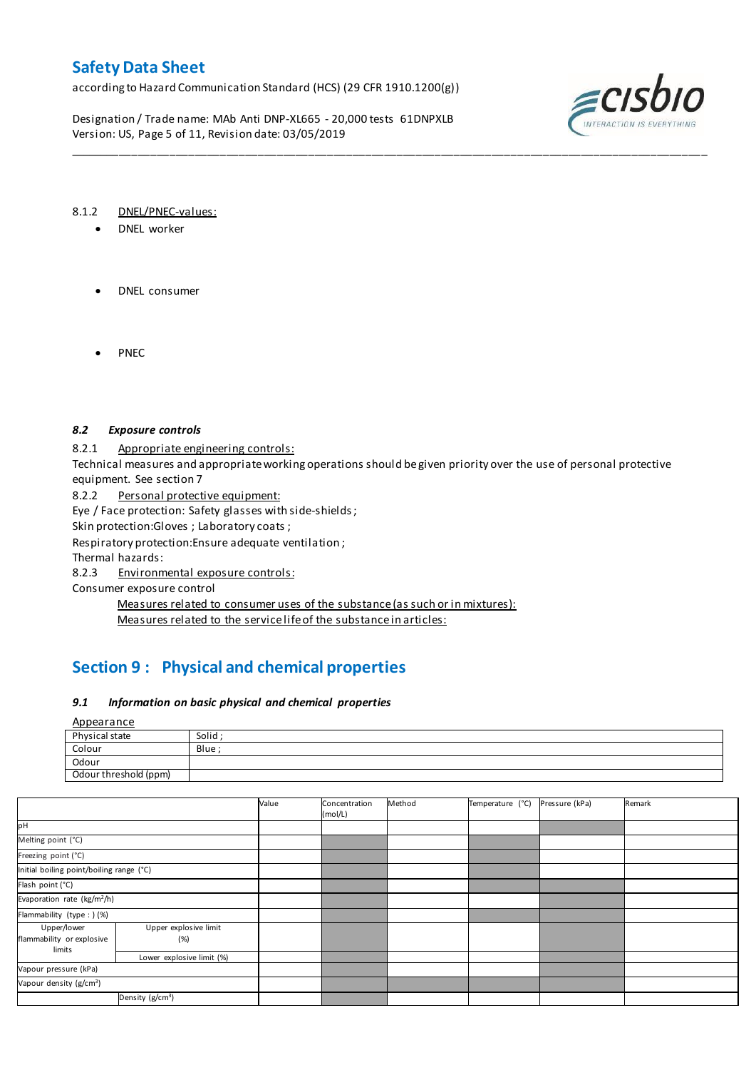8.1.2 DNEL/PNEC-values:

- DNEL worker

- DNEL consumer

- PNEC

### *8.2 Exposure controls*

8.2.1 Appropriate engineering controls:

Technical measures and appropriate working operations should be given priority over the use of personal protective equipment. See section 7

8.2.2 Personal protective equipment:

Eye / Face protection: Safety glasses with side-shields ;

Skin protection:Gloves ; Laboratory coats ;

Respiratory protection:Ensure adequate ventilation ;

Thermal hazards:

8.2.3 Environmental exposure controls:

Consumer exposure control

Measures related to consumer uses of the substance (as such or in mixtures):

Measures related to the service life of the substance in articles:

## Section 9 : Physical and chemical properties

### *9.1 Information on basic physical and chemical properties*

Appearance

| Physical state | Solid ; |
|---|---|
| Colour | Blue ; |
| Odour | |
| Odour threshold (ppm) | |

| | | Value | Concentration (mol/L) | Method | Temperature (°C) | Pressure (kPa) | Remark |
|---|---|---|---|---|---|---|---|
| pH | | | | | | | |
| Melting point (°C) | | | | | | | |
| Freezing point (°C) | | | | | | | |
| Initial boiling point/boiling range (°C) | | | | | | | |
| Flash point (°C) | | | | | | | |
| Evaporation rate (kg/m²/h) | | | | | | | |
| Flammability (type : ) (%) | | | | | | | |
| Upper/lower flammability or explosive limits | Upper explosive limit (%) | | | | | | |
| | Lower explosive limit (%) | | | | | | |
| Vapour pressure (kPa) | | | | | | | |
| Vapour density (g/cm³) | | | | | | | |
| | Density (g/cm³) | | | | | | |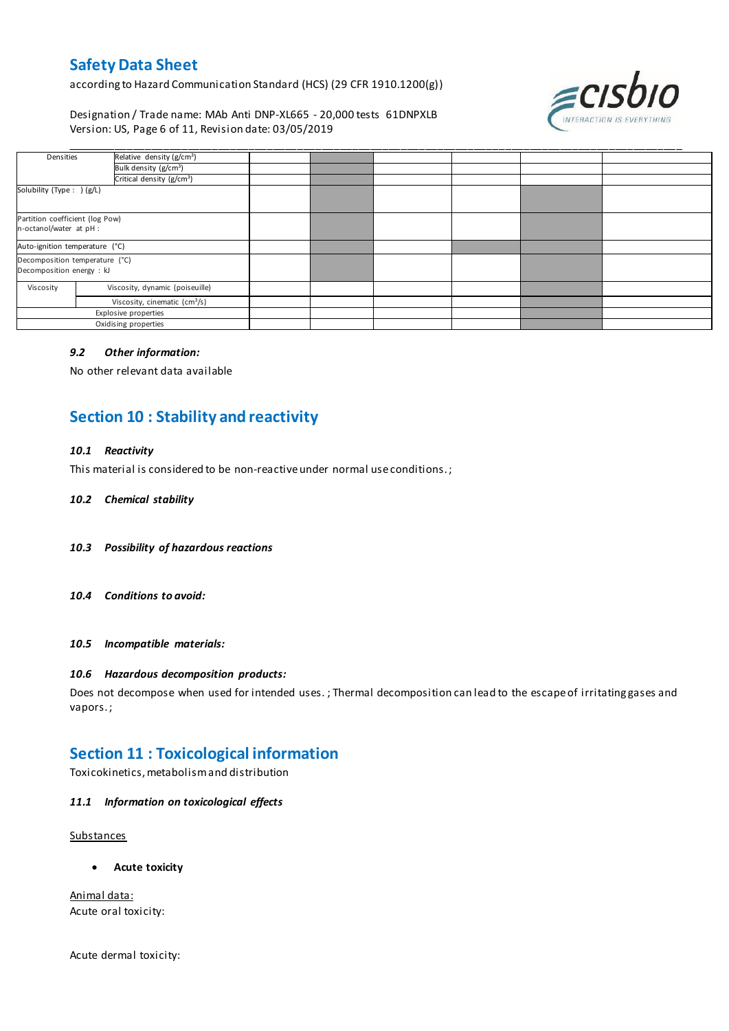| | | | | | | | |
|---|---|---|---|---|---|---|---|
| Densities | Relative density ($g/cm^3$) | | | | | | |
| | Bulk density ($g/cm^3$) | | | | | | |
| | Critical density ($g/cm^3$) | | | | | | |
| Solubility (Type : ) (g/L) | | | | | | | |
| Partition coefficient (log Pow) n-octanol/water at pH : | | | | | | | |
| Auto-ignition temperature (°C) | | | | | | | |
| Decomposition temperature (°C) Decomposition energy : kJ | | | | | | | |
| Viscosity | Viscosity, dynamic (poiseuille) | | | | | | |
| | Viscosity, cinematic ($cm^3/s$) | | | | | | |
| Explosive properties | | | | | | | |
| Oxidising properties | | | | | | | |

### *9.2 Other information:*

No other relevant data available

## Section 10 : Stability and reactivity

### *10.1 Reactivity*

This material is considered to be non-reactive under normal use conditions. ;

### *10.2 Chemical stability*

### *10.3 Possibility of hazardous reactions*

### *10.4 Conditions to avoid:*

### *10.5 Incompatible materials:*

### *10.6 Hazardous decomposition products:*

Does not decompose when used for intended uses. ; Thermal decomposition can lead to the escape of irritating gases and vapors. ;

## Section 11 : Toxicological information

Toxicokinetics, metabolism and distribution

### *11.1 Information on toxicological effects*

Substances

- **Acute toxicity**

Animal data:
Acute oral toxicity:

Acute dermal toxicity: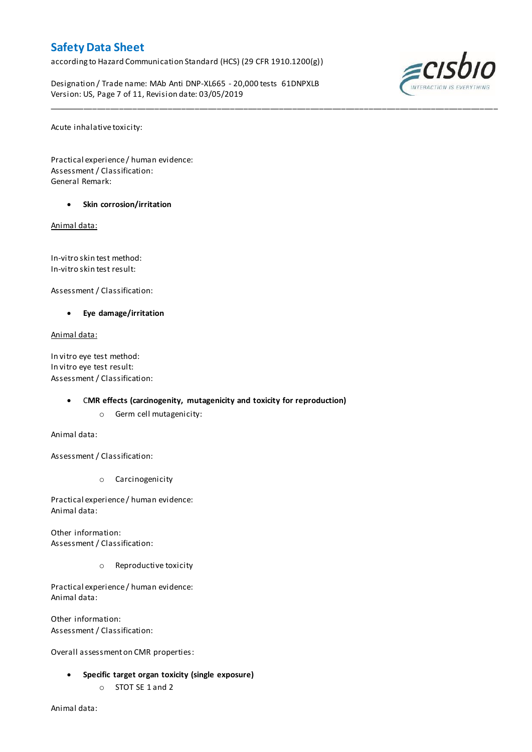Acute inhalative toxicity:

Practical experience / human evidence:
Assessment / Classification:
General Remark:

- **Skin corrosion/irritation**

<u>Animal data:</u>

In-vitro skin test method:
In-vitro skin test result:

Assessment / Classification:

- **Eye damage/irritation**

<u>Animal data:</u>

In vitro eye test method:
In vitro eye test result:
Assessment / Classification:

- **CMR effects (carcinogenity, mutagenicity and toxicity for reproduction)**
    - Germ cell mutagenicity:

Animal data:

Assessment / Classification:

- 
    - Carcinogenicity

Practical experience / human evidence:
Animal data:

Other information:
Assessment / Classification:

- 
    - Reproductive toxicity

Practical experience / human evidence:
Animal data:

Other information:
Assessment / Classification:

Overall assessment on CMR properties:

- **Specific target organ toxicity (single exposure)**
    - STOT SE 1 and 2

Animal data: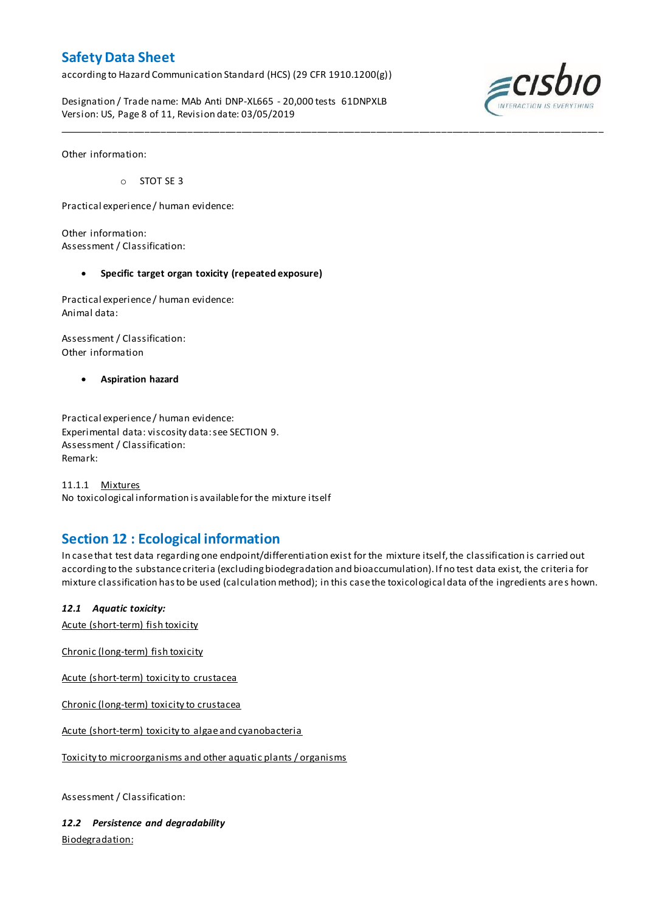Other information:

- STOT SE 3

Practical experience / human evidence:

Other information:
Assessment / Classification:

- **Specific target organ toxicity (repeated exposure)**

Practical experience / human evidence:
Animal data:

Assessment / Classification:
Other information

- **Aspiration hazard**

Practical experience / human evidence:
Experimental data: viscosity data: see SECTION 9.
Assessment / Classification:
Remark:

11.1.1 Mixtures
No toxicological information is available for the mixture itself

## Section 12 : Ecological information

In case that test data regarding one endpoint/differentiation exist for the mixture itself, the classification is carried out according to the substance criteria (excluding biodegradation and bioaccumulation). If no test data exist, the criteria for mixture classification has to be used (calculation method); in this case the toxicological data of the ingredients are shown.

### *12.1 Aquatic toxicity:*

Acute (short-term) fish toxicity

Chronic (long-term) fish toxicity

Acute (short-term) toxicity to crustacea

Chronic (long-term) toxicity to crustacea

Acute (short-term) toxicity to algae and cyanobacteria

Toxicity to microorganisms and other aquatic plants / organisms

Assessment / Classification:

### *12.2 Persistence and degradability*

Biodegradation: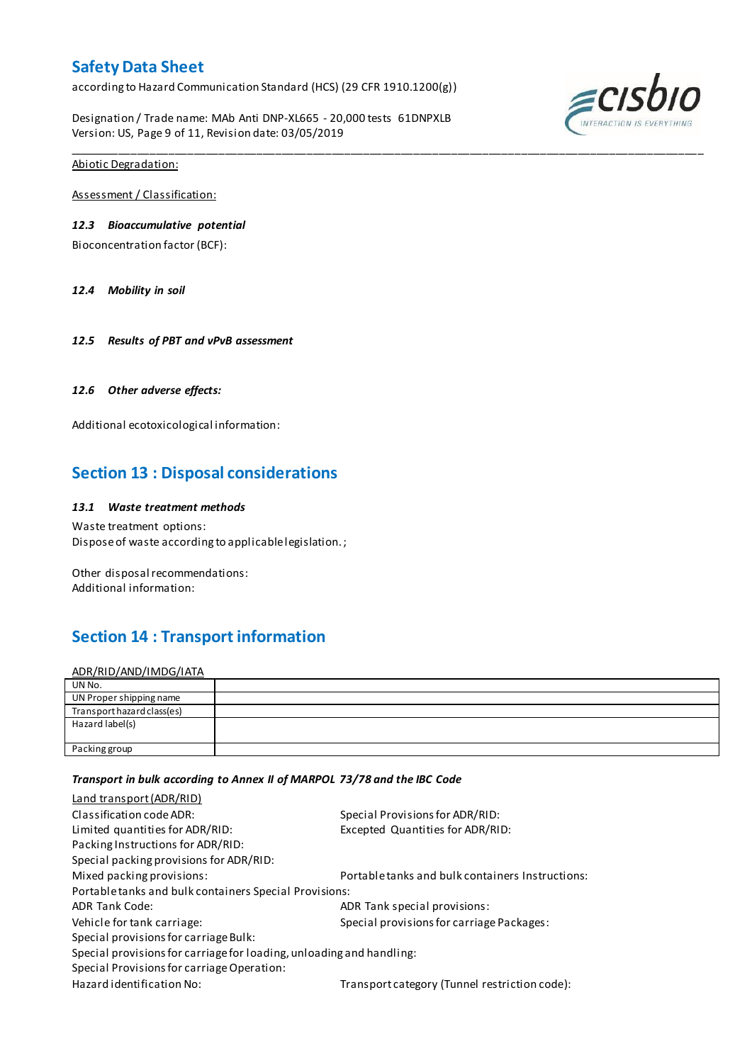Abiotic Degradation:

Assessment / Classification:

### 12.3 Bioaccumulative potential

Bioconcentration factor (BCF):

### 12.4 Mobility in soil

### 12.5 Results of PBT and vPvB assessment

### 12.6 Other adverse effects:

Additional ecotoxicological information:

## Section 13 : Disposal considerations

### 13.1 Waste treatment methods

Waste treatment options:
Dispose of waste according to applicable legislation. ;

Other disposal recommendations:
Additional information:

## Section 14 : Transport information

ADR/RID/AND/IMDG/IATA

| UN No. | |
|---|---|
| UN Proper shipping name | |
| Transport hazard class(es) | |
| Hazard label(s) | |
| Packing group | |

***Transport in bulk according to Annex II of MARPOL 73/78 and the IBC Code***

Land transport (ADR/RID)

Classification code ADR:
Special Provisions for ADR/RID:
Limited quantities for ADR/RID:
Excepted Quantities for ADR/RID:
Packing Instructions for ADR/RID:
Special packing provisions for ADR/RID:
Mixed packing provisions:
Portable tanks and bulk containers Instructions:
Portable tanks and bulk containers Special Provisions:
ADR Tank Code:
ADR Tank special provisions:
Vehicle for tank carriage:
Special provisions for carriage Packages:
Special provisions for carriage Bulk:
Special provisions for carriage for loading, unloading and handling:
Special Provisions for carriage Operation:
Hazard identification No:
Transport category (Tunnel restriction code):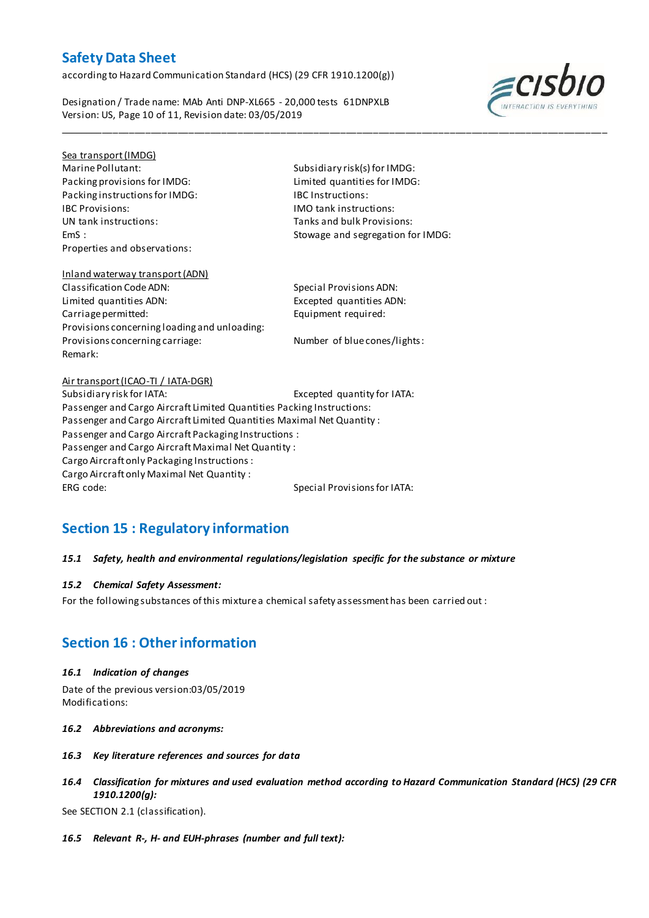Sea transport (IMDG)

Marine Pollutant:

Subsidiary risk(s) for IMDG:

Packing provisions for IMDG:

Limited quantities for IMDG:

Packing instructions for IMDG:

IBC Instructions:

IBC Provisions:

IMO tank instructions:

UN tank instructions:

Tanks and bulk Provisions:

EmS :

Stowage and segregation for IMDG:

Properties and observations:

Inland waterway transport (ADN)

Classification Code ADN:

Special Provisions ADN:

Limited quantities ADN:

Excepted quantities ADN:

Carriage permitted:

Equipment required:

Provisions concerning loading and unloading:

Provisions concerning carriage:

Number of blue cones/lights:

Remark:

Air transport (ICAO-TI / IATA-DGR)

Subsidiary risk for IATA:

Excepted quantity for IATA:

Passenger and Cargo Aircraft Limited Quantities Packing Instructions:

Passenger and Cargo Aircraft Limited Quantities Maximal Net Quantity :

Passenger and Cargo Aircraft Packaging Instructions :

Passenger and Cargo Aircraft Maximal Net Quantity :

Cargo Aircraft only Packaging Instructions :

Cargo Aircraft only Maximal Net Quantity :

ERG code:

Special Provisions for IATA:

## Section 15 : Regulatory information

***15.1 Safety, health and environmental regulations/legislation specific for the substance or mixture***

***15.2 Chemical Safety Assessment:***

For the following substances of this mixture a chemical safety assessment has been carried out :

## Section 16 : Other information

***16.1 Indication of changes***

Date of the previous version:03/05/2019

Modifications:

***16.2 Abbreviations and acronyms:***

***16.3 Key literature references and sources for data***

***16.4 Classification for mixtures and used evaluation method according to Hazard Communication Standard (HCS) (29 CFR 1910.1200(g):***

See SECTION 2.1 (classification).

***16.5 Relevant R-, H- and EUH-phrases (number and full text):***